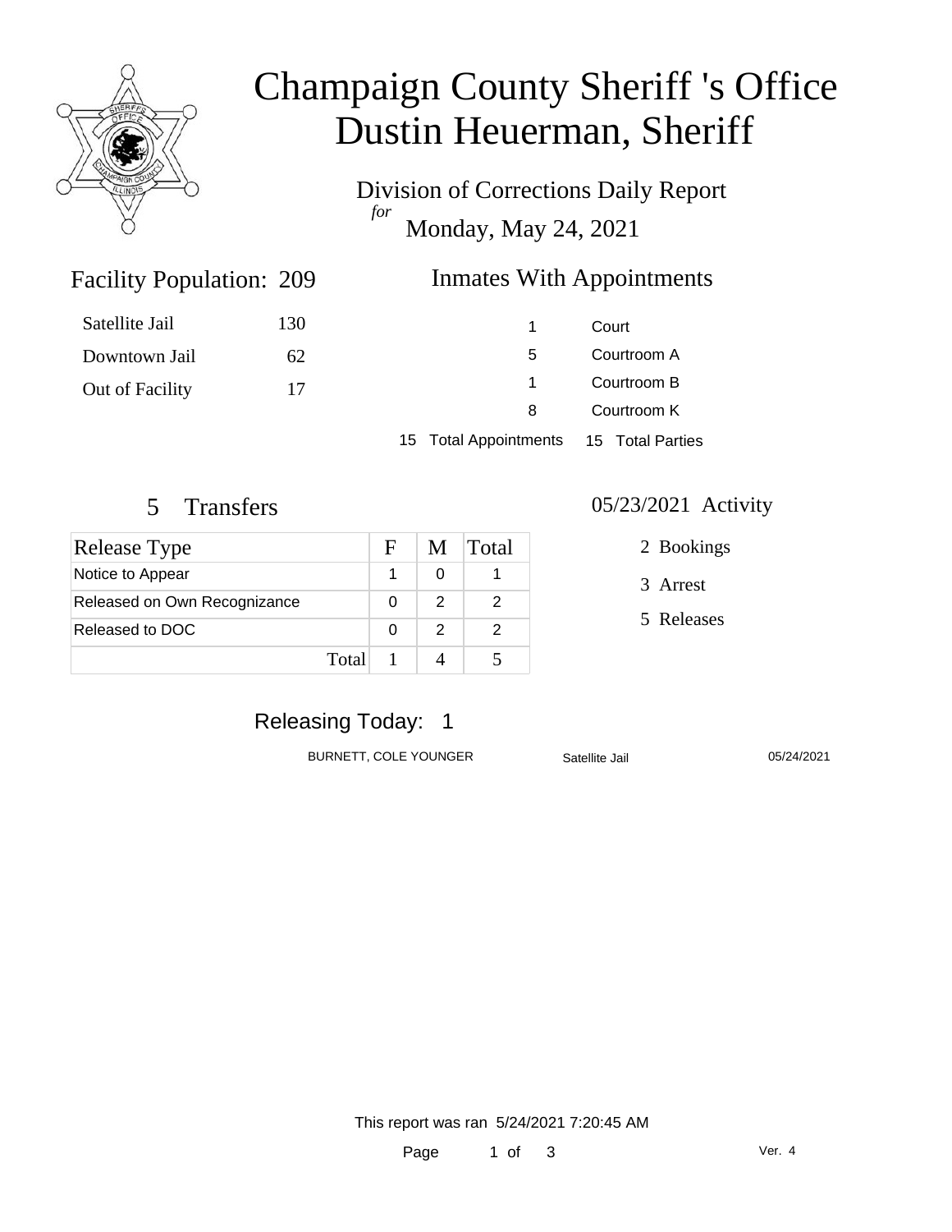# Champaign County Sheriff 's Office
# Dustin Heuerman, Sheriff

Division of Corrections Daily Report
*for*
Monday, May 24, 2021

## Facility Population: 209

| | |
|---|---|
| Satellite Jail | 130 |
| Downtown Jail | 62 |
| Out of Facility | 17 |

## Inmates With Appointments

| | |
|---|---|
| 1 | Court |
| 5 | Courtroom A |
| 1 | Courtroom B |
| 8 | Courtroom K |
| 15 Total Appointments | 15 Total Parties |

## 5 Transfers

| Release Type | F | M | Total |
|---|---|---|---|
| Notice to Appear | 1 | 0 | 1 |
| Released on Own Recognizance | 0 | 2 | 2 |
| Released to DOC | 0 | 2 | 2 |
| Total | 1 | 4 | 5 |

## 05/23/2021 Activity

2 Bookings

3 Arrest

5 Releases

## Releasing Today: 1

| | | |
|---|---|---|
| BURNETT, COLE YOUNGER | Satellite Jail | 05/24/2021 |

This report was ran 5/24/2021 7:20:45 AM

Ver. 4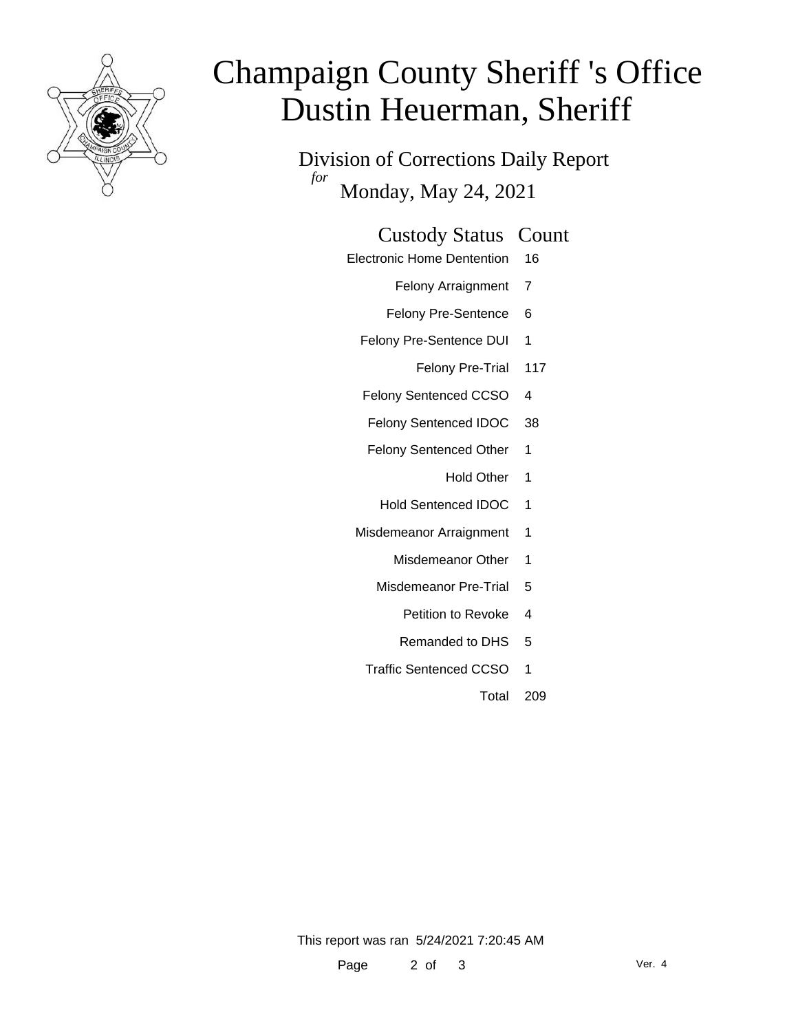# Champaign County Sheriff 's Office
# Dustin Heuerman, Sheriff

## Division of Corrections Daily Report

*for* Monday, May 24, 2021

| Custody Status | Count |
|---|---|
| Electronic Home Dentention | 16 |
| Felony Arraignment | 7 |
| Felony Pre-Sentence | 6 |
| Felony Pre-Sentence DUI | 1 |
| Felony Pre-Trial | 117 |
| Felony Sentenced CCSO | 4 |
| Felony Sentenced IDOC | 38 |
| Felony Sentenced Other | 1 |
| Hold Other | 1 |
| Hold Sentenced IDOC | 1 |
| Misdemeanor Arraignment | 1 |
| Misdemeanor Other | 1 |
| Misdemeanor Pre-Trial | 5 |
| Petition to Revoke | 4 |
| Remanded to DHS | 5 |
| Traffic Sentenced CCSO | 1 |
| Total | 209 |

This report was ran 5/24/2021 7:20:45 AM

Ver. 4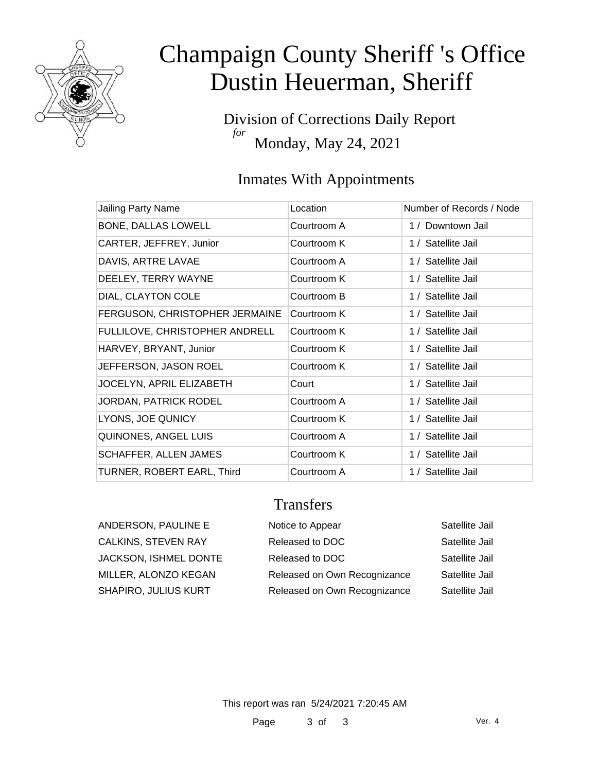# Champaign County Sheriff 's Office
# Dustin Heuerman, Sheriff

Division of Corrections Daily Report
*for*
Monday, May 24, 2021

## Inmates With Appointments

| Jailing Party Name | Location | Number of Records / Node |
| --- | --- | --- |
| BONE, DALLAS LOWELL | Courtroom A | 1 / Downtown Jail |
| CARTER, JEFFREY, Junior | Courtroom K | 1 / Satellite Jail |
| DAVIS, ARTRE LAVAE | Courtroom A | 1 / Satellite Jail |
| DEELEY, TERRY WAYNE | Courtroom K | 1 / Satellite Jail |
| DIAL, CLAYTON COLE | Courtroom B | 1 / Satellite Jail |
| FERGUSON, CHRISTOPHER JERMAINE | Courtroom K | 1 / Satellite Jail |
| FULLILOVE, CHRISTOPHER ANDRELL | Courtroom K | 1 / Satellite Jail |
| HARVEY, BRYANT, Junior | Courtroom K | 1 / Satellite Jail |
| JEFFERSON, JASON ROEL | Courtroom K | 1 / Satellite Jail |
| JOCELYN, APRIL ELIZABETH | Court | 1 / Satellite Jail |
| JORDAN, PATRICK RODEL | Courtroom A | 1 / Satellite Jail |
| LYONS, JOE QUNICY | Courtroom K | 1 / Satellite Jail |
| QUINONES, ANGEL LUIS | Courtroom A | 1 / Satellite Jail |
| SCHAFFER, ALLEN JAMES | Courtroom K | 1 / Satellite Jail |
| TURNER, ROBERT EARL, Third | Courtroom A | 1 / Satellite Jail |

## Transfers

| | | |
| --- | --- | --- |
| ANDERSON, PAULINE E | Notice to Appear | Satellite Jail |
| CALKINS, STEVEN RAY | Released to DOC | Satellite Jail |
| JACKSON, ISHMEL DONTE | Released to DOC | Satellite Jail |
| MILLER, ALONZO KEGAN | Released on Own Recognizance | Satellite Jail |
| SHAPIRO, JULIUS KURT | Released on Own Recognizance | Satellite Jail |

This report was ran 5/24/2021 7:20:45 AM